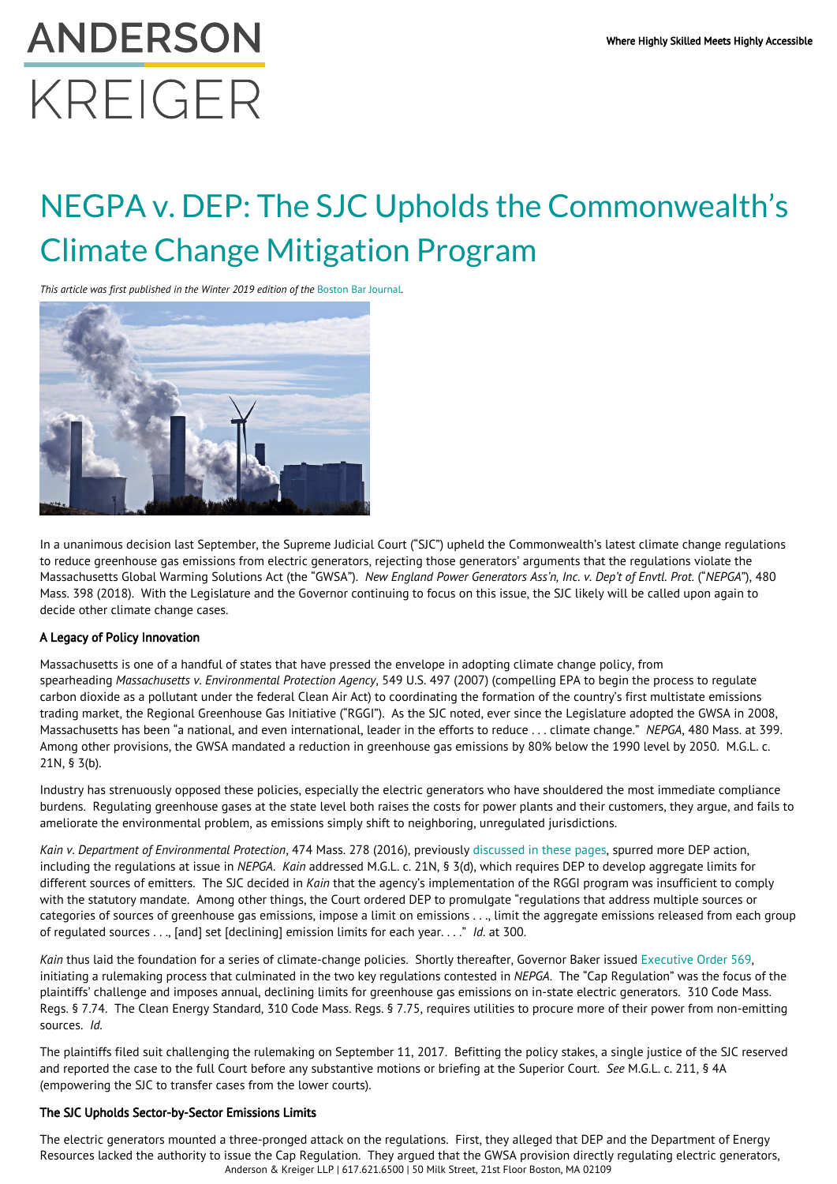# NEGPA v. DEP: The SJC Upholds the Commonwealth's Climate Change Mitigation Program

*This article was first published in the Winter 2019 edition of the Boston Bar Journal.*

In a unanimous decision last September, the Supreme Judicial Court ("SJC") upheld the Commonwealth's latest climate change regulations to reduce greenhouse gas emissions from electric generators, rejecting those generators' arguments that the regulations violate the Massachusetts Global Warming Solutions Act (the "GWSA"). *New England Power Generators Ass'n, Inc. v. Dep't of Envtl. Prot.* ("*NEPGA*"), 480 Mass. 398 (2018). With the Legislature and the Governor continuing to focus on this issue, the SJC likely will be called upon again to decide other climate change cases.

### A Legacy of Policy Innovation

Massachusetts is one of a handful of states that have pressed the envelope in adopting climate change policy, from spearheading *Massachusetts v. Environmental Protection Agency*, 549 U.S. 497 (2007) (compelling EPA to begin the process to regulate carbon dioxide as a pollutant under the federal Clean Air Act) to coordinating the formation of the country's first multistate emissions trading market, the Regional Greenhouse Gas Initiative ("RGGI"). As the SJC noted, ever since the Legislature adopted the GWSA in 2008, Massachusetts has been "a national, and even international, leader in the efforts to reduce . . . climate change." *NEPGA*, 480 Mass. at 399. Among other provisions, the GWSA mandated a reduction in greenhouse gas emissions by 80% below the 1990 level by 2050. M.G.L. c. 21N, § 3(b).

Industry has strenuously opposed these policies, especially the electric generators who have shouldered the most immediate compliance burdens. Regulating greenhouse gases at the state level both raises the costs for power plants and their customers, they argue, and fails to ameliorate the environmental problem, as emissions simply shift to neighboring, unregulated jurisdictions.

*Kain v. Department of Environmental Protection*, 474 Mass. 278 (2016), previously discussed in these pages, spurred more DEP action, including the regulations at issue in *NEPGA*. *Kain* addressed M.G.L. c. 21N, § 3(d), which requires DEP to develop aggregate limits for different sources of emitters. The SJC decided in *Kain* that the agency's implementation of the RGGI program was insufficient to comply with the statutory mandate. Among other things, the Court ordered DEP to promulgate "regulations that address multiple sources or categories of sources of greenhouse gas emissions, impose a limit on emissions . . ., limit the aggregate emissions released from each group of regulated sources . . ., [and] set [declining] emission limits for each year. . . ." *Id.* at 300.

*Kain* thus laid the foundation for a series of climate-change policies. Shortly thereafter, Governor Baker issued Executive Order 569, initiating a rulemaking process that culminated in the two key regulations contested in *NEPGA*. The "Cap Regulation" was the focus of the plaintiffs' challenge and imposes annual, declining limits for greenhouse gas emissions on in-state electric generators. 310 Code Mass. Regs. § 7.74. The Clean Energy Standard, 310 Code Mass. Regs. § 7.75, requires utilities to procure more of their power from non-emitting sources. *Id.*

The plaintiffs filed suit challenging the rulemaking on September 11, 2017. Befitting the policy stakes, a single justice of the SJC reserved and reported the case to the full Court before any substantive motions or briefing at the Superior Court. *See* M.G.L. c. 211, § 4A (empowering the SJC to transfer cases from the lower courts).

### The SJC Upholds Sector-by-Sector Emissions Limits

The electric generators mounted a three-pronged attack on the regulations. First, they alleged that DEP and the Department of Energy Resources lacked the authority to issue the Cap Regulation. They argued that the GWSA provision directly regulating electric generators,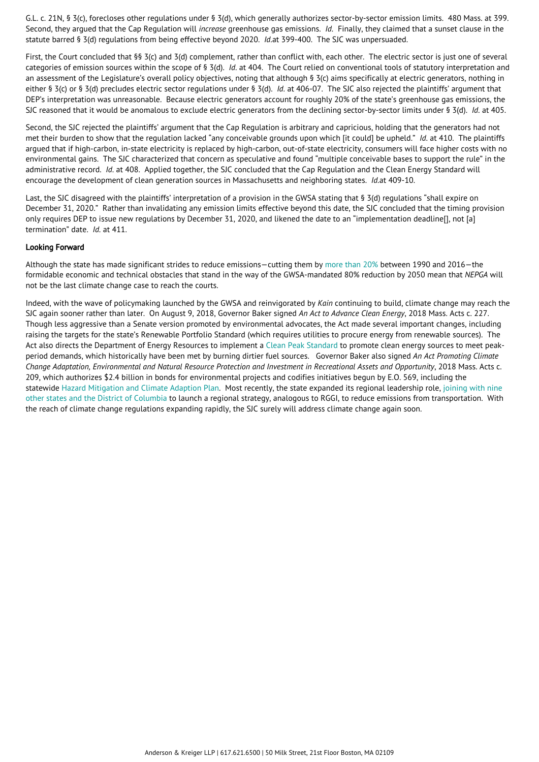G.L. c. 21N, § 3(c), forecloses other regulations under § 3(d), which generally authorizes sector-by-sector emission limits. 480 Mass. at 399. Second, they argued that the Cap Regulation will *increase* greenhouse gas emissions. *Id*. Finally, they claimed that a sunset clause in the statute barred § 3(d) regulations from being effective beyond 2020. *Id*.at 399-400. The SJC was unpersuaded.

First, the Court concluded that §§ 3(c) and 3(d) complement, rather than conflict with, each other. The electric sector is just one of several categories of emission sources within the scope of § 3(d). *Id*. at 404. The Court relied on conventional tools of statutory interpretation and an assessment of the Legislature's overall policy objectives, noting that although § 3(c) aims specifically at electric generators, nothing in either § 3(c) or § 3(d) precludes electric sector regulations under § 3(d). *Id*. at 406-07. The SJC also rejected the plaintiffs' argument that DEP's interpretation was unreasonable. Because electric generators account for roughly 20% of the state's greenhouse gas emissions, the SJC reasoned that it would be anomalous to exclude electric generators from the declining sector-by-sector limits under § 3(d). *Id*. at 405.

Second, the SJC rejected the plaintiffs' argument that the Cap Regulation is arbitrary and capricious, holding that the generators had not met their burden to show that the regulation lacked "any conceivable grounds upon which [it could] be upheld." *Id*. at 410. The plaintiffs argued that if high-carbon, in-state electricity is replaced by high-carbon, out-of-state electricity, consumers will face higher costs with no environmental gains. The SJC characterized that concern as speculative and found "multiple conceivable bases to support the rule" in the administrative record. *Id*. at 408. Applied together, the SJC concluded that the Cap Regulation and the Clean Energy Standard will encourage the development of clean generation sources in Massachusetts and neighboring states. *Id*.at 409-10.

Last, the SJC disagreed with the plaintiffs' interpretation of a provision in the GWSA stating that § 3(d) regulations "shall expire on December 31, 2020." Rather than invalidating any emission limits effective beyond this date, the SJC concluded that the timing provision only requires DEP to issue new regulations by December 31, 2020, and likened the date to an "implementation deadline[], not [a] termination" date. *Id*. at 411.

### Looking Forward

Although the state has made significant strides to reduce emissions—cutting them by more than 20% between 1990 and 2016—the formidable economic and technical obstacles that stand in the way of the GWSA-mandated 80% reduction by 2050 mean that *NEPGA* will not be the last climate change case to reach the courts.

Indeed, with the wave of policymaking launched by the GWSA and reinvigorated by *Kain* continuing to build, climate change may reach the SJC again sooner rather than later. On August 9, 2018, Governor Baker signed *An Act to Advance Clean Energy*, 2018 Mass. Acts c. 227. Though less aggressive than a Senate version promoted by environmental advocates, the Act made several important changes, including raising the targets for the state's Renewable Portfolio Standard (which requires utilities to procure energy from renewable sources). The Act also directs the Department of Energy Resources to implement a Clean Peak Standard to promote clean energy sources to meet peak-period demands, which historically have been met by burning dirtier fuel sources. Governor Baker also signed *An Act Promoting Climate Change Adaptation, Environmental and Natural Resource Protection and Investment in Recreational Assets and Opportunity*, 2018 Mass. Acts c. 209, which authorizes $2.4 billion in bonds for environmental projects and codifies initiatives begun by E.O. 569, including the statewide Hazard Mitigation and Climate Adaption Plan. Most recently, the state expanded its regional leadership role, joining with nine other states and the District of Columbia to launch a regional strategy, analogous to RGGI, to reduce emissions from transportation. With the reach of climate change regulations expanding rapidly, the SJC surely will address climate change again soon.